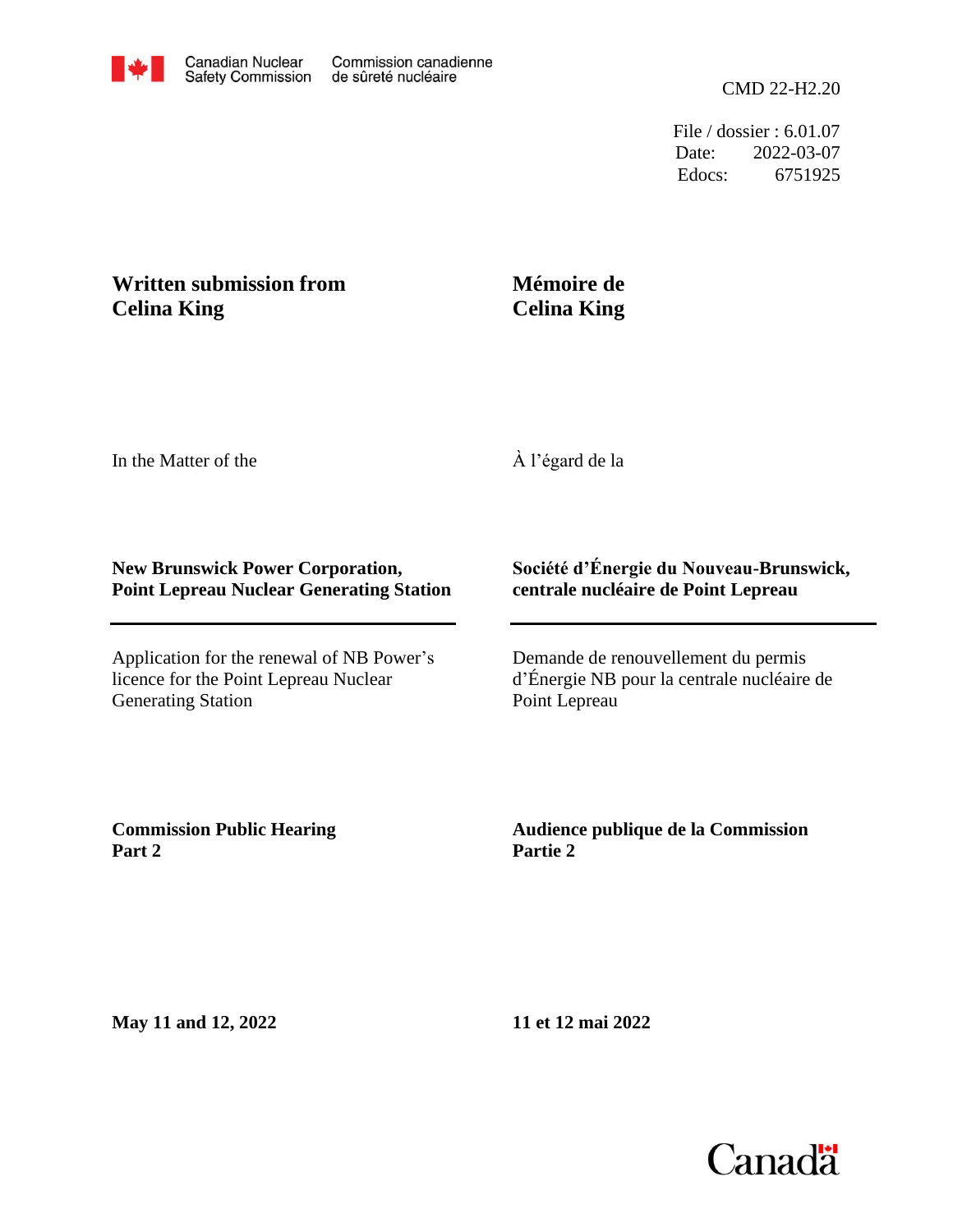Canadian Nuclear Safety Commission / Commission canadienne de sûreté nucléaire

CMD 22-H2.20

File / dossier : 6.01.07
Date: 2022-03-07
Edocs: 6751925

# Written submission from Celina King

# Mémoire de Celina King

In the Matter of the

À l'égard de la

**New Brunswick Power Corporation, Point Lepreau Nuclear Generating Station**

**Société d'Énergie du Nouveau-Brunswick, centrale nucléaire de Point Lepreau**

Application for the renewal of NB Power's licence for the Point Lepreau Nuclear Generating Station

Demande de renouvellement du permis d'Énergie NB pour la centrale nucléaire de Point Lepreau

**Commission Public Hearing Part 2**

**Audience publique de la Commission Partie 2**

**May 11 and 12, 2022**

**11 et 12 mai 2022**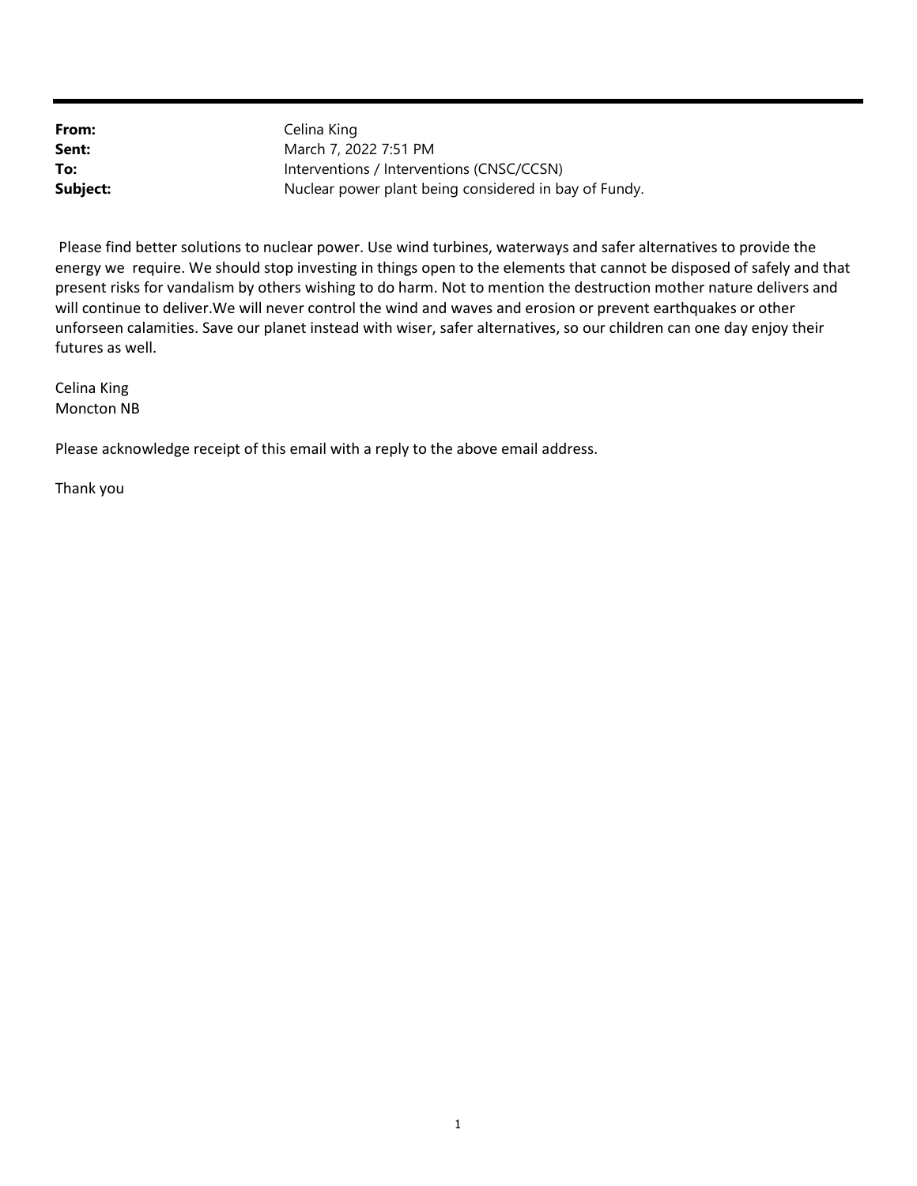**From:** Celina King
**Sent:** March 7, 2022 7:51 PM
**To:** Interventions / Interventions (CNSC/CCSN)
**Subject:** Nuclear power plant being considered in bay of Fundy.

Please find better solutions to nuclear power. Use wind turbines, waterways and safer alternatives to provide the energy we require. We should stop investing in things open to the elements that cannot be disposed of safely and that present risks for vandalism by others wishing to do harm. Not to mention the destruction mother nature delivers and will continue to deliver.We will never control the wind and waves and erosion or prevent earthquakes or other unforseen calamities. Save our planet instead with wiser, safer alternatives, so our children can one day enjoy their futures as well.

Celina King
Moncton NB

Please acknowledge receipt of this email with a reply to the above email address.

Thank you